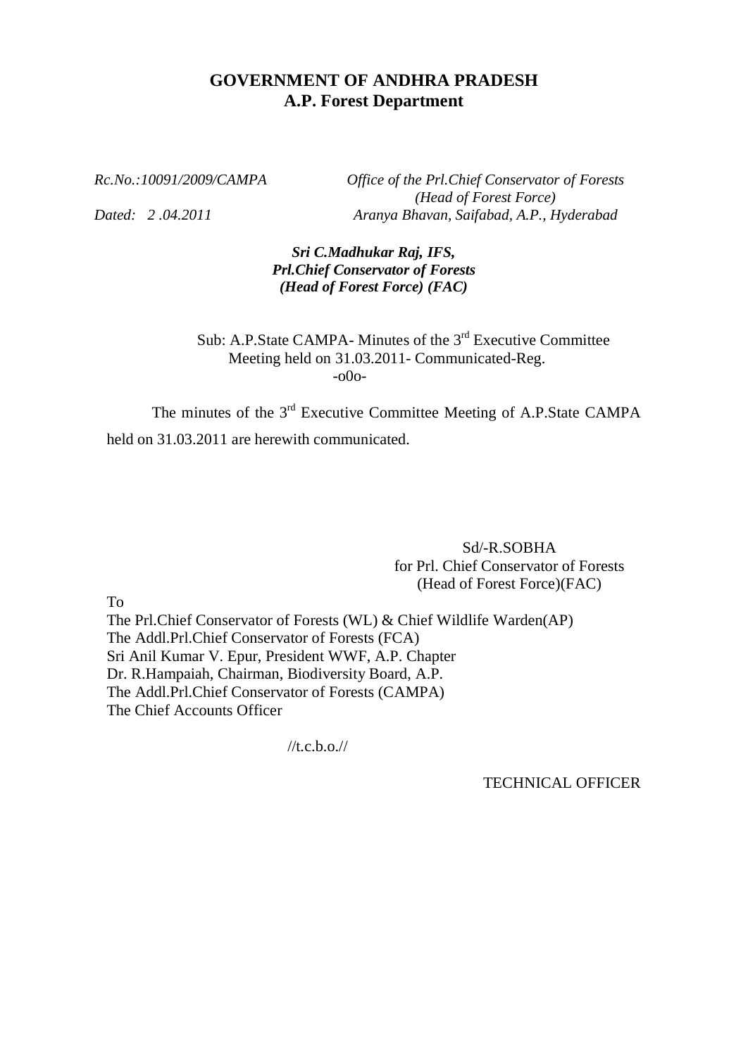# GOVERNMENT OF ANDHRA PRADESH
## A.P. Forest Department

*Rc.No.:10091/2009/CAMPA* — *Office of the Prl.Chief Conservator of Forests (Head of Forest Force)*

*Dated: 2 .04.2011* — *Aranya Bhavan, Saifabad, A.P., Hyderabad*

***Sri C.Madhukar Raj, IFS,***
***Prl.Chief Conservator of Forests***
***(Head of Forest Force) (FAC)***

Sub: A.P.State CAMPA- Minutes of the 3rd Executive Committee Meeting held on 31.03.2011- Communicated-Reg.

-o0o-

The minutes of the 3rd Executive Committee Meeting of A.P.State CAMPA held on 31.03.2011 are herewith communicated.

Sd/-R.SOBHA
for Prl. Chief Conservator of Forests
(Head of Forest Force)(FAC)

To

The Prl.Chief Conservator of Forests (WL) & Chief Wildlife Warden(AP)
The Addl.Prl.Chief Conservator of Forests (FCA)
Sri Anil Kumar V. Epur, President WWF, A.P. Chapter
Dr. R.Hampaiah, Chairman, Biodiversity Board, A.P.
The Addl.Prl.Chief Conservator of Forests (CAMPA)
The Chief Accounts Officer

//t.c.b.o.//

TECHNICAL OFFICER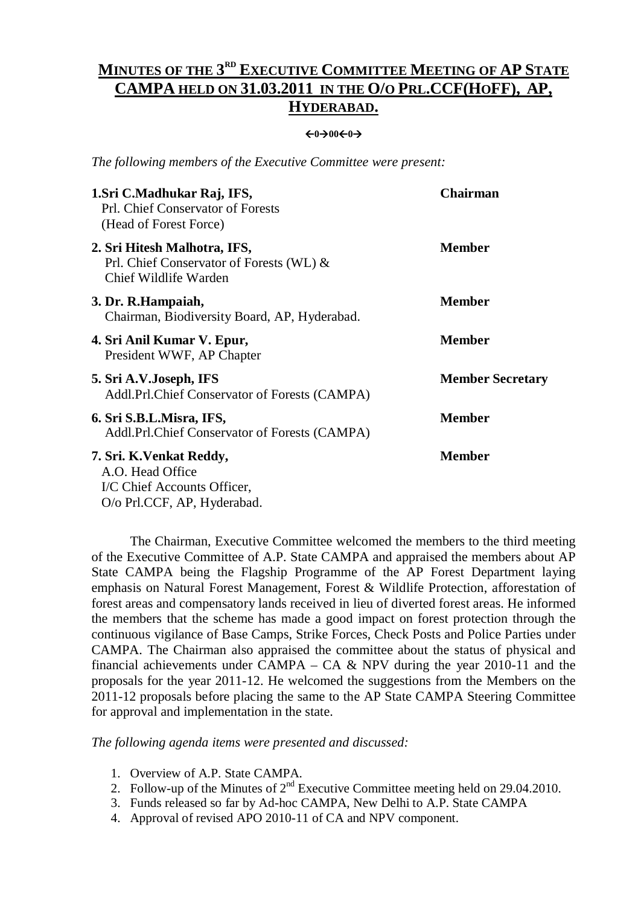# MINUTES OF THE 3RD EXECUTIVE COMMITTEE MEETING OF AP STATE CAMPA HELD ON 31.03.2011 IN THE O/O PRL.CCF(HOFF), AP, HYDERABAD.

←0→00←0→

*The following members of the Executive Committee were present:*

| | |
|---|---|
| **1.Sri C.Madhukar Raj, IFS,**<br>Prl. Chief Conservator of Forests<br>(Head of Forest Force) | **Chairman** |
| **2. Sri Hitesh Malhotra, IFS,**<br>Prl. Chief Conservator of Forests (WL) &<br>Chief Wildlife Warden | **Member** |
| **3. Dr. R.Hampaiah,**<br>Chairman, Biodiversity Board, AP, Hyderabad. | **Member** |
| **4. Sri Anil Kumar V. Epur,**<br>President WWF, AP Chapter | **Member** |
| **5. Sri A.V.Joseph, IFS**<br>Addl.Prl.Chief Conservator of Forests (CAMPA) | **Member Secretary** |
| **6. Sri S.B.L.Misra, IFS,**<br>Addl.Prl.Chief Conservator of Forests (CAMPA) | **Member** |
| **7. Sri. K.Venkat Reddy,**<br>A.O. Head Office<br>I/C Chief Accounts Officer,<br>O/o Prl.CCF, AP, Hyderabad. | **Member** |

The Chairman, Executive Committee welcomed the members to the third meeting of the Executive Committee of A.P. State CAMPA and appraised the members about AP State CAMPA being the Flagship Programme of the AP Forest Department laying emphasis on Natural Forest Management, Forest & Wildlife Protection, afforestation of forest areas and compensatory lands received in lieu of diverted forest areas. He informed the members that the scheme has made a good impact on forest protection through the continuous vigilance of Base Camps, Strike Forces, Check Posts and Police Parties under CAMPA. The Chairman also appraised the committee about the status of physical and financial achievements under CAMPA – CA & NPV during the year 2010-11 and the proposals for the year 2011-12. He welcomed the suggestions from the Members on the 2011-12 proposals before placing the same to the AP State CAMPA Steering Committee for approval and implementation in the state.

*The following agenda items were presented and discussed:*

1. Overview of A.P. State CAMPA.
2. Follow-up of the Minutes of 2nd Executive Committee meeting held on 29.04.2010.
3. Funds released so far by Ad-hoc CAMPA, New Delhi to A.P. State CAMPA
4. Approval of revised APO 2010-11 of CA and NPV component.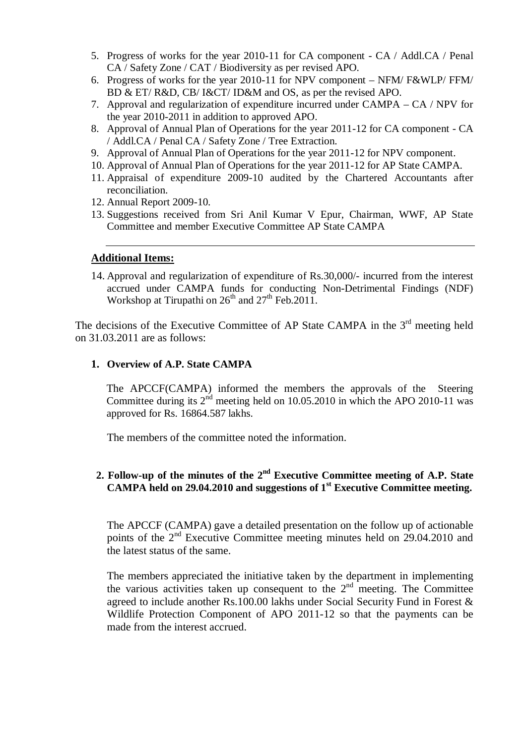5. Progress of works for the year 2010-11 for CA component - CA / Addl.CA / Penal CA / Safety Zone / CAT / Biodiversity as per revised APO.
6. Progress of works for the year 2010-11 for NPV component – NFM/ F&WLP/ FFM/ BD & ET/ R&D, CB/ I&CT/ ID&M and OS, as per the revised APO.
7. Approval and regularization of expenditure incurred under CAMPA – CA / NPV for the year 2010-2011 in addition to approved APO.
8. Approval of Annual Plan of Operations for the year 2011-12 for CA component - CA / Addl.CA / Penal CA / Safety Zone / Tree Extraction.
9. Approval of Annual Plan of Operations for the year 2011-12 for NPV component.
10. Approval of Annual Plan of Operations for the year 2011-12 for AP State CAMPA.
11. Appraisal of expenditure 2009-10 audited by the Chartered Accountants after reconciliation.
12. Annual Report 2009-10.
13. Suggestions received from Sri Anil Kumar V Epur, Chairman, WWF, AP State Committee and member Executive Committee AP State CAMPA

---

**Additional Items:**

14. Approval and regularization of expenditure of Rs.30,000/- incurred from the interest accrued under CAMPA funds for conducting Non-Detrimental Findings (NDF) Workshop at Tirupathi on 26th and 27th Feb.2011.

The decisions of the Executive Committee of AP State CAMPA in the 3rd meeting held on 31.03.2011 are as follows:

**1. Overview of A.P. State CAMPA**

The APCCF(CAMPA) informed the members the approvals of the Steering Committee during its 2nd meeting held on 10.05.2010 in which the APO 2010-11 was approved for Rs. 16864.587 lakhs.

The members of the committee noted the information.

**2. Follow-up of the minutes of the 2nd Executive Committee meeting of A.P. State CAMPA held on 29.04.2010 and suggestions of 1st Executive Committee meeting.**

The APCCF (CAMPA) gave a detailed presentation on the follow up of actionable points of the 2nd Executive Committee meeting minutes held on 29.04.2010 and the latest status of the same.

The members appreciated the initiative taken by the department in implementing the various activities taken up consequent to the 2nd meeting. The Committee agreed to include another Rs.100.00 lakhs under Social Security Fund in Forest & Wildlife Protection Component of APO 2011-12 so that the payments can be made from the interest accrued.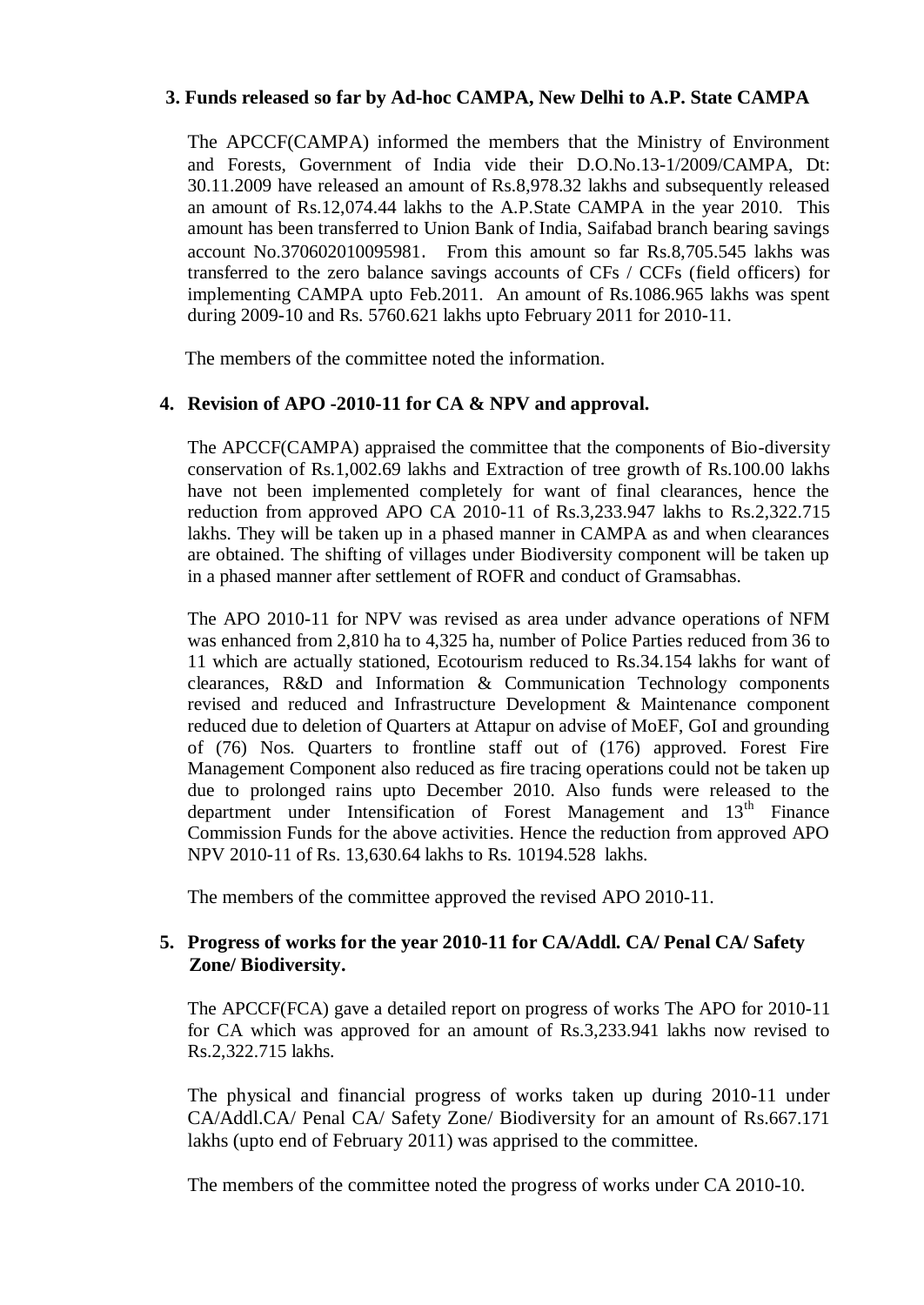## 3. Funds released so far by Ad-hoc CAMPA, New Delhi to A.P. State CAMPA

The APCCF(CAMPA) informed the members that the Ministry of Environment and Forests, Government of India vide their D.O.No.13-1/2009/CAMPA, Dt: 30.11.2009 have released an amount of Rs.8,978.32 lakhs and subsequently released an amount of Rs.12,074.44 lakhs to the A.P.State CAMPA in the year 2010. This amount has been transferred to Union Bank of India, Saifabad branch bearing savings account No.370602010095981. From this amount so far Rs.8,705.545 lakhs was transferred to the zero balance savings accounts of CFs / CCFs (field officers) for implementing CAMPA upto Feb.2011. An amount of Rs.1086.965 lakhs was spent during 2009-10 and Rs. 5760.621 lakhs upto February 2011 for 2010-11.

The members of the committee noted the information.

## 4. Revision of APO -2010-11 for CA & NPV and approval.

The APCCF(CAMPA) appraised the committee that the components of Bio-diversity conservation of Rs.1,002.69 lakhs and Extraction of tree growth of Rs.100.00 lakhs have not been implemented completely for want of final clearances, hence the reduction from approved APO CA 2010-11 of Rs.3,233.947 lakhs to Rs.2,322.715 lakhs. They will be taken up in a phased manner in CAMPA as and when clearances are obtained. The shifting of villages under Biodiversity component will be taken up in a phased manner after settlement of ROFR and conduct of Gramsabhas.

The APO 2010-11 for NPV was revised as area under advance operations of NFM was enhanced from 2,810 ha to 4,325 ha, number of Police Parties reduced from 36 to 11 which are actually stationed, Ecotourism reduced to Rs.34.154 lakhs for want of clearances, R&D and Information & Communication Technology components revised and reduced and Infrastructure Development & Maintenance component reduced due to deletion of Quarters at Attapur on advise of MoEF, GoI and grounding of (76) Nos. Quarters to frontline staff out of (176) approved. Forest Fire Management Component also reduced as fire tracing operations could not be taken up due to prolonged rains upto December 2010. Also funds were released to the department under Intensification of Forest Management and 13th Finance Commission Funds for the above activities. Hence the reduction from approved APO NPV 2010-11 of Rs. 13,630.64 lakhs to Rs. 10194.528 lakhs.

The members of the committee approved the revised APO 2010-11.

## 5. Progress of works for the year 2010-11 for CA/Addl. CA/ Penal CA/ Safety Zone/ Biodiversity.

The APCCF(FCA) gave a detailed report on progress of works The APO for 2010-11 for CA which was approved for an amount of Rs.3,233.941 lakhs now revised to Rs.2,322.715 lakhs.

The physical and financial progress of works taken up during 2010-11 under CA/Addl.CA/ Penal CA/ Safety Zone/ Biodiversity for an amount of Rs.667.171 lakhs (upto end of February 2011) was apprised to the committee.

The members of the committee noted the progress of works under CA 2010-10.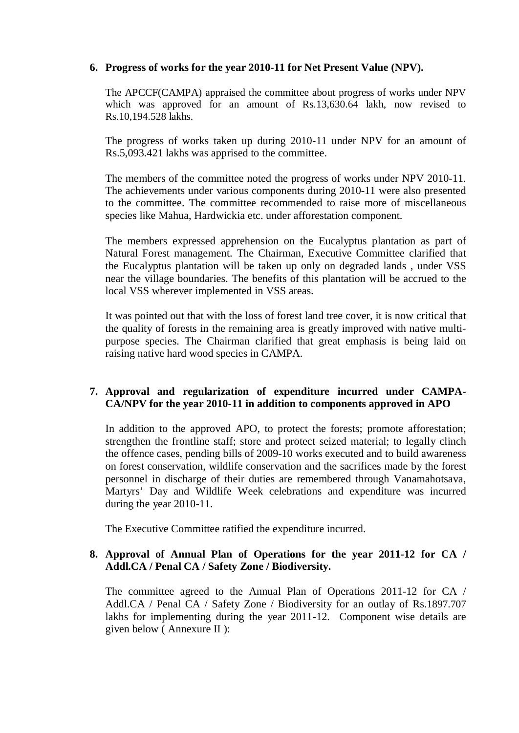**6. Progress of works for the year 2010-11 for Net Present Value (NPV).**

The APCCF(CAMPA) appraised the committee about progress of works under NPV which was approved for an amount of Rs.13,630.64 lakh, now revised to Rs.10,194.528 lakhs.

The progress of works taken up during 2010-11 under NPV for an amount of Rs.5,093.421 lakhs was apprised to the committee.

The members of the committee noted the progress of works under NPV 2010-11. The achievements under various components during 2010-11 were also presented to the committee. The committee recommended to raise more of miscellaneous species like Mahua, Hardwickia etc. under afforestation component.

The members expressed apprehension on the Eucalyptus plantation as part of Natural Forest management. The Chairman, Executive Committee clarified that the Eucalyptus plantation will be taken up only on degraded lands , under VSS near the village boundaries. The benefits of this plantation will be accrued to the local VSS wherever implemented in VSS areas.

It was pointed out that with the loss of forest land tree cover, it is now critical that the quality of forests in the remaining area is greatly improved with native multi-purpose species. The Chairman clarified that great emphasis is being laid on raising native hard wood species in CAMPA.

**7. Approval and regularization of expenditure incurred under CAMPA-CA/NPV for the year 2010-11 in addition to components approved in APO**

In addition to the approved APO, to protect the forests; promote afforestation; strengthen the frontline staff; store and protect seized material; to legally clinch the offence cases, pending bills of 2009-10 works executed and to build awareness on forest conservation, wildlife conservation and the sacrifices made by the forest personnel in discharge of their duties are remembered through Vanamahotsava, Martyrs' Day and Wildlife Week celebrations and expenditure was incurred during the year 2010-11.

The Executive Committee ratified the expenditure incurred.

**8. Approval of Annual Plan of Operations for the year 2011-12 for CA / Addl.CA / Penal CA / Safety Zone / Biodiversity.**

The committee agreed to the Annual Plan of Operations 2011-12 for CA / Addl.CA / Penal CA / Safety Zone / Biodiversity for an outlay of Rs.1897.707 lakhs for implementing during the year 2011-12. Component wise details are given below ( Annexure II ):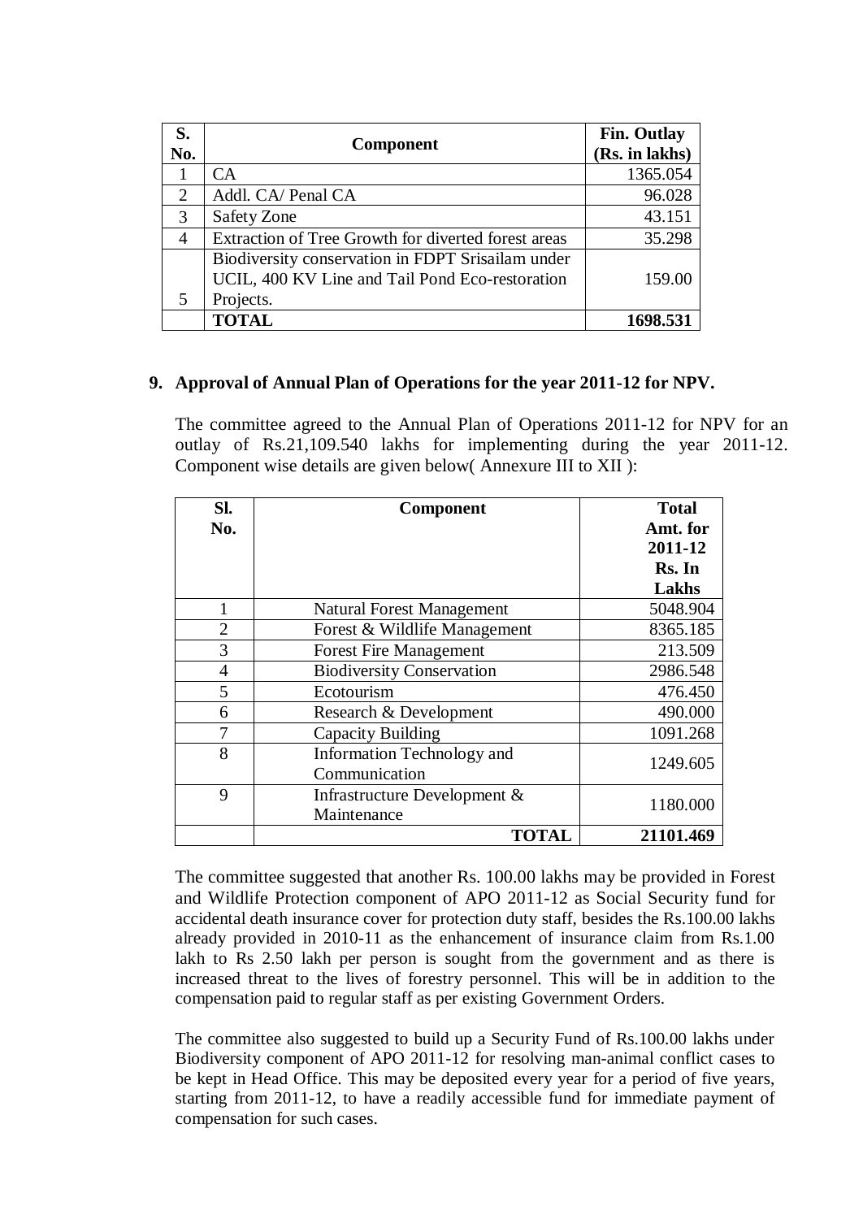| S. No. | Component | Fin. Outlay (Rs. in lakhs) |
|---|---|---|
| 1 | CA | 1365.054 |
| 2 | Addl. CA/ Penal CA | 96.028 |
| 3 | Safety Zone | 43.151 |
| 4 | Extraction of Tree Growth for diverted forest areas | 35.298 |
| 5 | Biodiversity conservation in FDPT Srisailam under UCIL, 400 KV Line and Tail Pond Eco-restoration Projects. | 159.00 |
| | **TOTAL** | **1698.531** |

## 9. Approval of Annual Plan of Operations for the year 2011-12 for NPV.

The committee agreed to the Annual Plan of Operations 2011-12 for NPV for an outlay of Rs.21,109.540 lakhs for implementing during the year 2011-12. Component wise details are given below( Annexure III to XII ):

| Sl. No. | Component | Total Amt. for 2011-12 Rs. In Lakhs |
|---|---|---|
| 1 | Natural Forest Management | 5048.904 |
| 2 | Forest & Wildlife Management | 8365.185 |
| 3 | Forest Fire Management | 213.509 |
| 4 | Biodiversity Conservation | 2986.548 |
| 5 | Ecotourism | 476.450 |
| 6 | Research & Development | 490.000 |
| 7 | Capacity Building | 1091.268 |
| 8 | Information Technology and Communication | 1249.605 |
| 9 | Infrastructure Development & Maintenance | 1180.000 |
| | **TOTAL** | **21101.469** |

The committee suggested that another Rs. 100.00 lakhs may be provided in Forest and Wildlife Protection component of APO 2011-12 as Social Security fund for accidental death insurance cover for protection duty staff, besides the Rs.100.00 lakhs already provided in 2010-11 as the enhancement of insurance claim from Rs.1.00 lakh to Rs 2.50 lakh per person is sought from the government and as there is increased threat to the lives of forestry personnel. This will be in addition to the compensation paid to regular staff as per existing Government Orders.

The committee also suggested to build up a Security Fund of Rs.100.00 lakhs under Biodiversity component of APO 2011-12 for resolving man-animal conflict cases to be kept in Head Office. This may be deposited every year for a period of five years, starting from 2011-12, to have a readily accessible fund for immediate payment of compensation for such cases.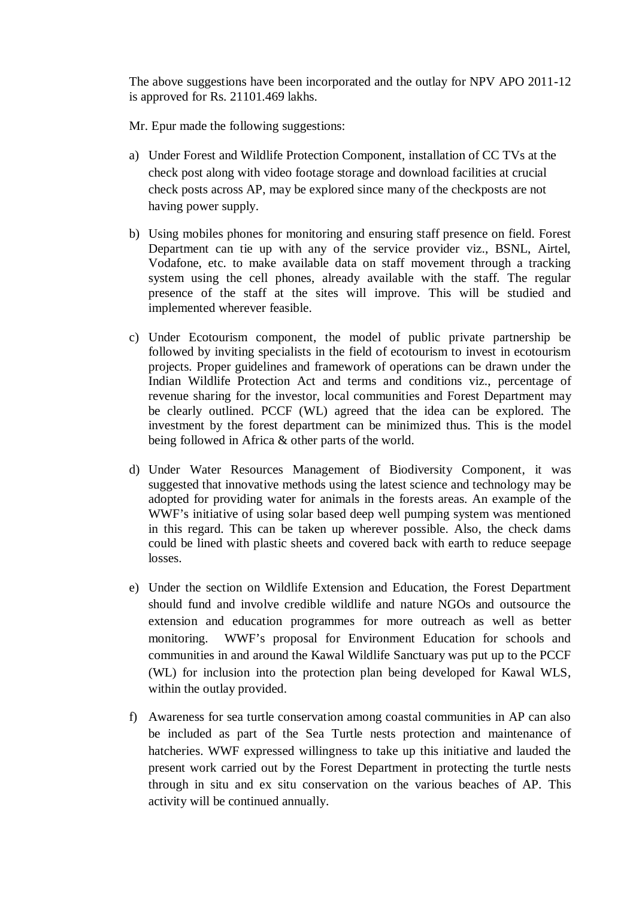The above suggestions have been incorporated and the outlay for NPV APO 2011-12 is approved for Rs. 21101.469 lakhs.

Mr. Epur made the following suggestions:

a) Under Forest and Wildlife Protection Component, installation of CC TVs at the check post along with video footage storage and download facilities at crucial check posts across AP, may be explored since many of the checkposts are not having power supply.

b) Using mobiles phones for monitoring and ensuring staff presence on field. Forest Department can tie up with any of the service provider viz., BSNL, Airtel, Vodafone, etc. to make available data on staff movement through a tracking system using the cell phones, already available with the staff. The regular presence of the staff at the sites will improve. This will be studied and implemented wherever feasible.

c) Under Ecotourism component, the model of public private partnership be followed by inviting specialists in the field of ecotourism to invest in ecotourism projects. Proper guidelines and framework of operations can be drawn under the Indian Wildlife Protection Act and terms and conditions viz., percentage of revenue sharing for the investor, local communities and Forest Department may be clearly outlined. PCCF (WL) agreed that the idea can be explored. The investment by the forest department can be minimized thus. This is the model being followed in Africa & other parts of the world.

d) Under Water Resources Management of Biodiversity Component, it was suggested that innovative methods using the latest science and technology may be adopted for providing water for animals in the forests areas. An example of the WWF's initiative of using solar based deep well pumping system was mentioned in this regard. This can be taken up wherever possible. Also, the check dams could be lined with plastic sheets and covered back with earth to reduce seepage losses.

e) Under the section on Wildlife Extension and Education, the Forest Department should fund and involve credible wildlife and nature NGOs and outsource the extension and education programmes for more outreach as well as better monitoring. WWF's proposal for Environment Education for schools and communities in and around the Kawal Wildlife Sanctuary was put up to the PCCF (WL) for inclusion into the protection plan being developed for Kawal WLS, within the outlay provided.

f) Awareness for sea turtle conservation among coastal communities in AP can also be included as part of the Sea Turtle nests protection and maintenance of hatcheries. WWF expressed willingness to take up this initiative and lauded the present work carried out by the Forest Department in protecting the turtle nests through in situ and ex situ conservation on the various beaches of AP. This activity will be continued annually.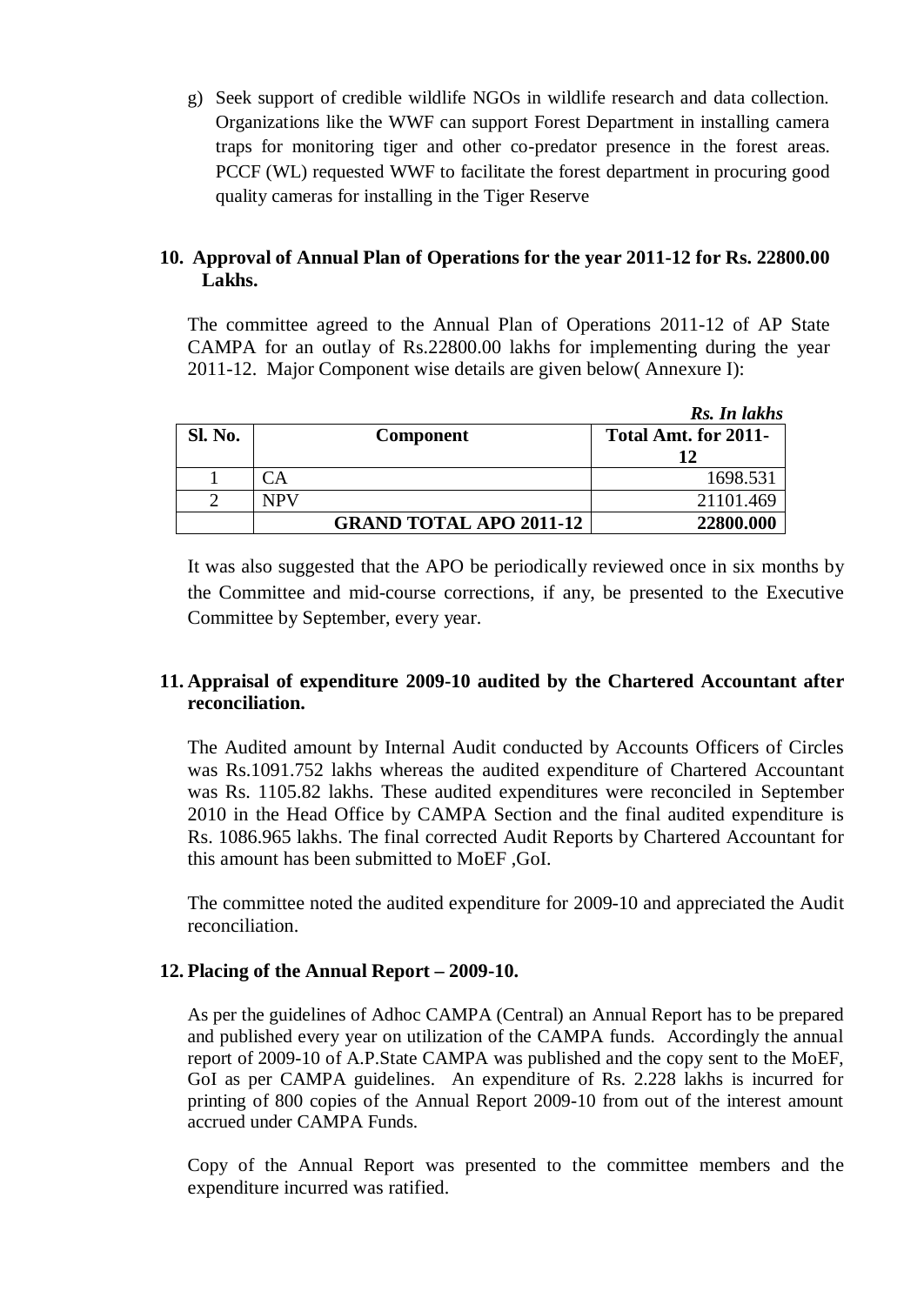g) Seek support of credible wildlife NGOs in wildlife research and data collection. Organizations like the WWF can support Forest Department in installing camera traps for monitoring tiger and other co-predator presence in the forest areas. PCCF (WL) requested WWF to facilitate the forest department in procuring good quality cameras for installing in the Tiger Reserve

### 10. Approval of Annual Plan of Operations for the year 2011-12 for Rs. 22800.00 Lakhs.

The committee agreed to the Annual Plan of Operations 2011-12 of AP State CAMPA for an outlay of Rs.22800.00 lakhs for implementing during the year 2011-12. Major Component wise details are given below( Annexure I):

***Rs. In lakhs***

| Sl. No. | Component | Total Amt. for 2011-12 |
|---|---|---|
| 1 | CA | 1698.531 |
| 2 | NPV | 21101.469 |
| | **GRAND TOTAL APO 2011-12** | **22800.000** |

It was also suggested that the APO be periodically reviewed once in six months by the Committee and mid-course corrections, if any, be presented to the Executive Committee by September, every year.

### 11. Appraisal of expenditure 2009-10 audited by the Chartered Accountant after reconciliation.

The Audited amount by Internal Audit conducted by Accounts Officers of Circles was Rs.1091.752 lakhs whereas the audited expenditure of Chartered Accountant was Rs. 1105.82 lakhs. These audited expenditures were reconciled in September 2010 in the Head Office by CAMPA Section and the final audited expenditure is Rs. 1086.965 lakhs. The final corrected Audit Reports by Chartered Accountant for this amount has been submitted to MoEF ,GoI.

The committee noted the audited expenditure for 2009-10 and appreciated the Audit reconciliation.

### 12. Placing of the Annual Report – 2009-10.

As per the guidelines of Adhoc CAMPA (Central) an Annual Report has to be prepared and published every year on utilization of the CAMPA funds. Accordingly the annual report of 2009-10 of A.P.State CAMPA was published and the copy sent to the MoEF, GoI as per CAMPA guidelines. An expenditure of Rs. 2.228 lakhs is incurred for printing of 800 copies of the Annual Report 2009-10 from out of the interest amount accrued under CAMPA Funds.

Copy of the Annual Report was presented to the committee members and the expenditure incurred was ratified.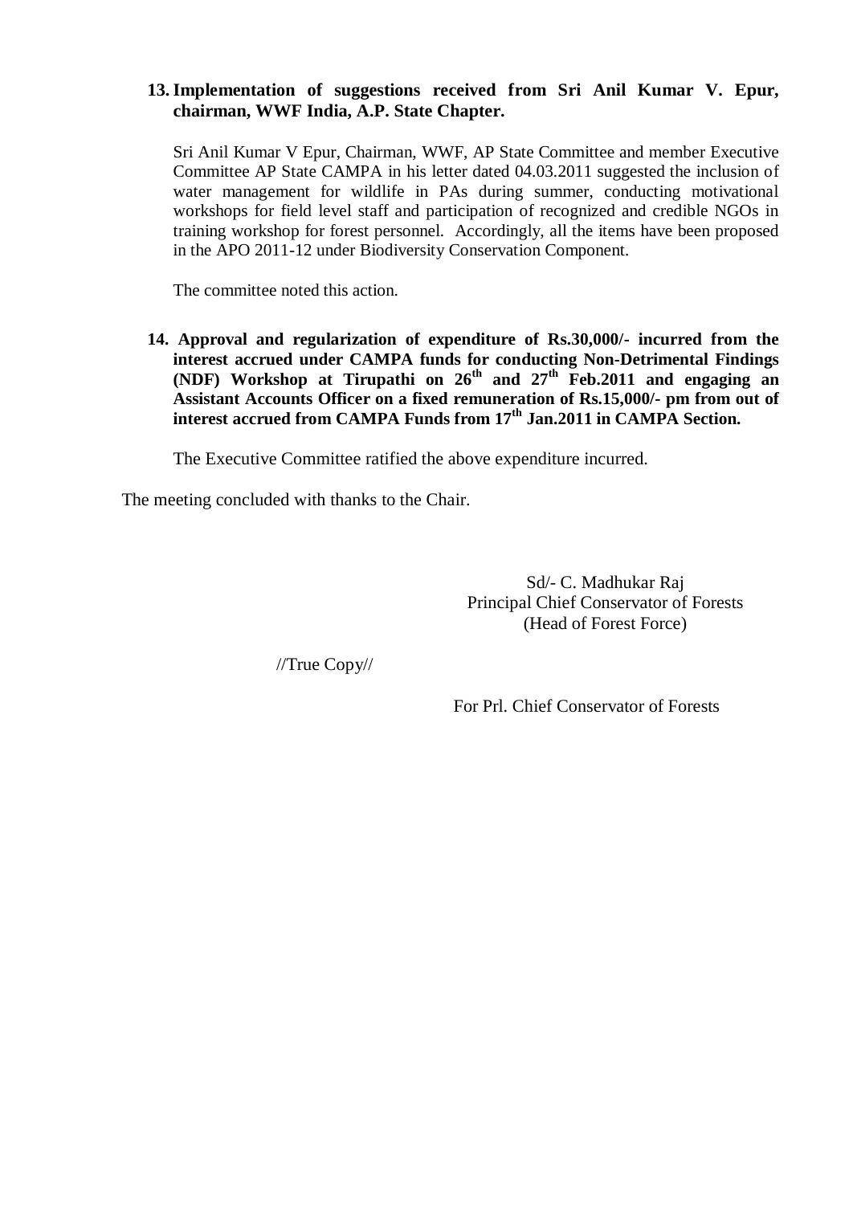**13. Implementation of suggestions received from Sri Anil Kumar V. Epur, chairman, WWF India, A.P. State Chapter.**

Sri Anil Kumar V Epur, Chairman, WWF, AP State Committee and member Executive Committee AP State CAMPA in his letter dated 04.03.2011 suggested the inclusion of water management for wildlife in PAs during summer, conducting motivational workshops for field level staff and participation of recognized and credible NGOs in training workshop for forest personnel. Accordingly, all the items have been proposed in the APO 2011-12 under Biodiversity Conservation Component.

The committee noted this action.

**14. Approval and regularization of expenditure of Rs.30,000/- incurred from the interest accrued under CAMPA funds for conducting Non-Detrimental Findings (NDF) Workshop at Tirupathi on 26th and 27th Feb.2011 and engaging an Assistant Accounts Officer on a fixed remuneration of Rs.15,000/- pm from out of interest accrued from CAMPA Funds from 17th Jan.2011 in CAMPA Section.**

The Executive Committee ratified the above expenditure incurred.

The meeting concluded with thanks to the Chair.

Sd/- C. Madhukar Raj
Principal Chief Conservator of Forests
(Head of Forest Force)

//True Copy//

For Prl. Chief Conservator of Forests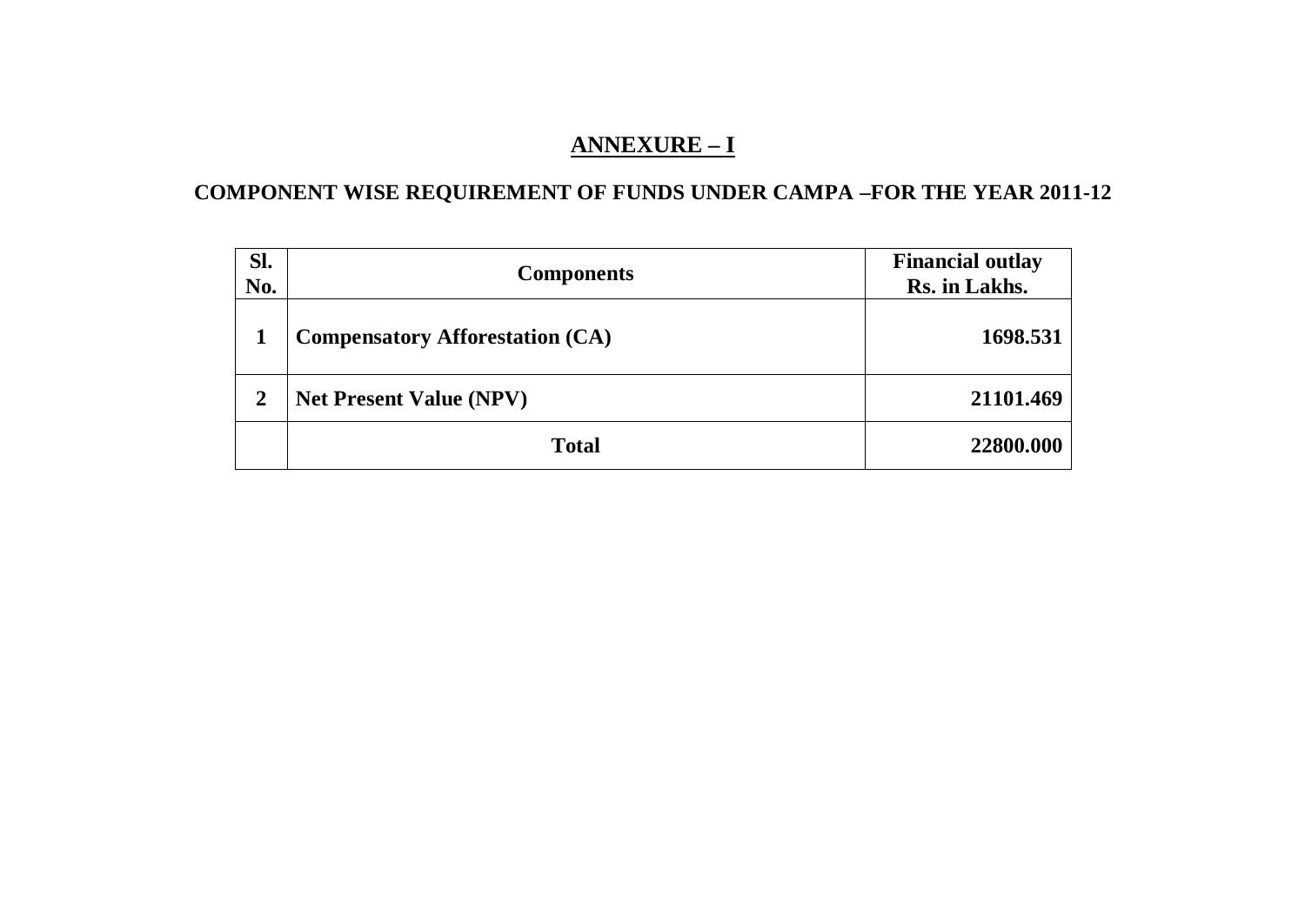## ANNEXURE – I

### COMPONENT WISE REQUIREMENT OF FUNDS UNDER CAMPA –FOR THE YEAR 2011-12

| Sl. No. | Components | Financial outlay Rs. in Lakhs. |
|---|---|---|
| 1 | Compensatory Afforestation (CA) | 1698.531 |
| 2 | Net Present Value (NPV) | 21101.469 |
| | Total | 22800.000 |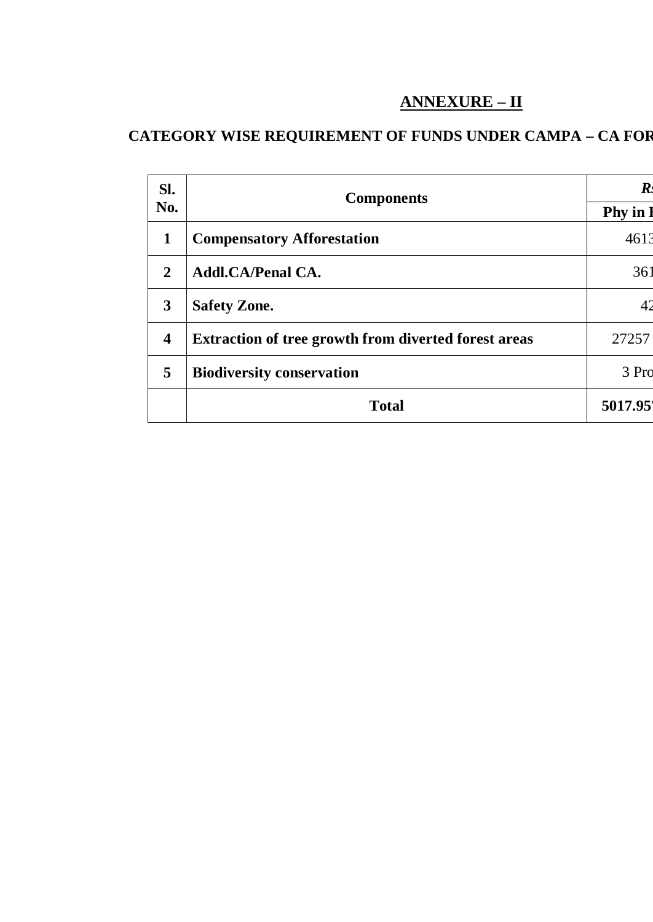## ANNEXURE – II

**CATEGORY WISE REQUIREMENT OF FUNDS UNDER CAMPA – CA FOR**

| Sl. No. | Components | *Rs* |
|---|---|---|
| | | **Phy in I** |
| **1** | **Compensatory Afforestation** | 4613 |
| **2** | **Addl.CA/Penal CA.** | 361 |
| **3** | **Safety Zone.** | 42 |
| **4** | **Extraction of tree growth from diverted forest areas** | 27257 |
| **5** | **Biodiversity conservation** | 3 Pro |
| | **Total** | **5017.95** |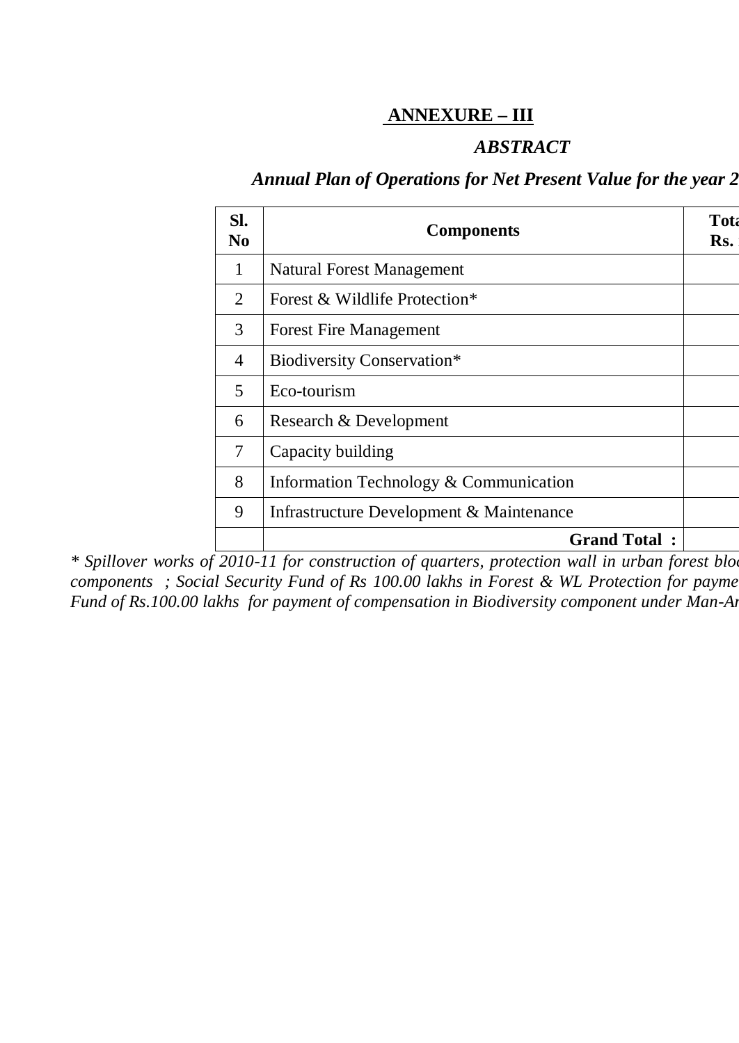## ANNEXURE – III

### *ABSTRACT*

### *Annual Plan of Operations for Net Present Value for the year 2*

| Sl. No | Components | Tota Rs. |
|---|---|---|
| 1 | Natural Forest Management | |
| 2 | Forest & Wildlife Protection* | |
| 3 | Forest Fire Management | |
| 4 | Biodiversity Conservation* | |
| 5 | Eco-tourism | |
| 6 | Research & Development | |
| 7 | Capacity building | |
| 8 | Information Technology & Communication | |
| 9 | Infrastructure Development & Maintenance | |
| | **Grand Total :** | |

*\* Spillover works of 2010-11 for construction of quarters, protection wall in urban forest bloc components ; Social Security Fund of Rs 100.00 lakhs in Forest & WL Protection for payme Fund of Rs.100.00 lakhs for payment of compensation in Biodiversity component under Man-An*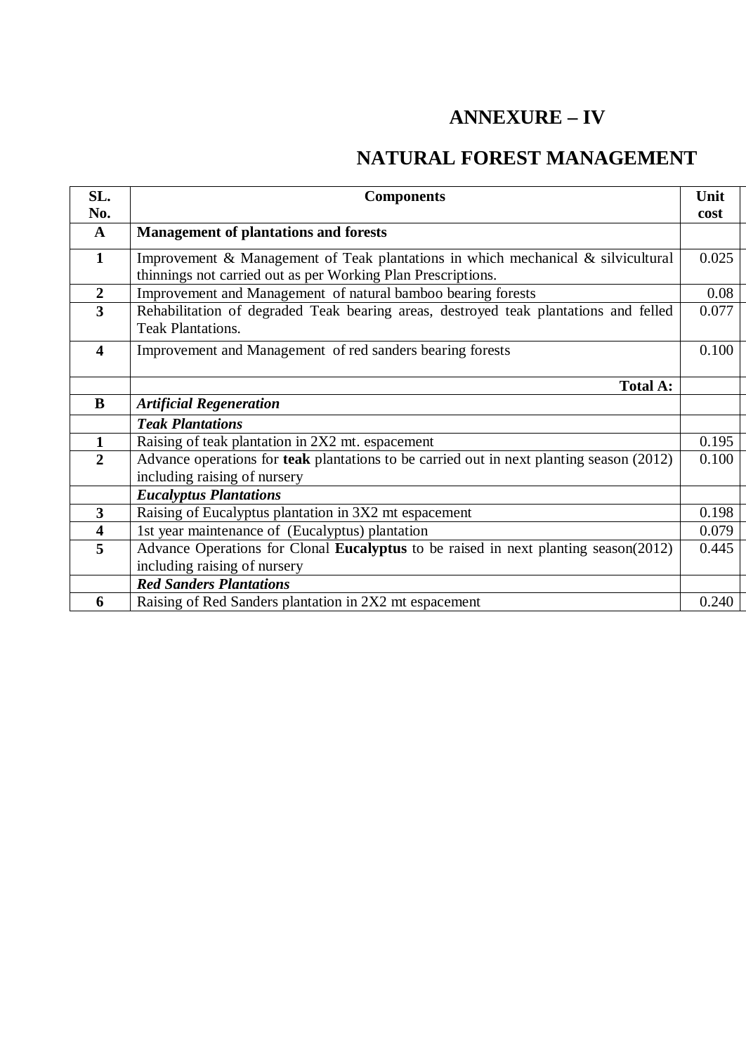# ANNEXURE – IV

# NATURAL FOREST MANAGEMENT

| SL. No. | Components | Unit cost |
|---|---|---|
| **A** | **Management of plantations and forests** | |
| **1** | Improvement & Management of Teak plantations in which mechanical & silvicultural thinnings not carried out as per Working Plan Prescriptions. | 0.025 |
| **2** | Improvement and Management of natural bamboo bearing forests | 0.08 |
| **3** | Rehabilitation of degraded Teak bearing areas, destroyed teak plantations and felled Teak Plantations. | 0.077 |
| **4** | Improvement and Management of red sanders bearing forests | 0.100 |
| | **Total A:** | |
| **B** | ***Artificial Regeneration*** | |
| | ***Teak Plantations*** | |
| **1** | Raising of teak plantation in 2X2 mt. espacement | 0.195 |
| **2** | Advance operations for **teak** plantations to be carried out in next planting season (2012) including raising of nursery | 0.100 |
| | ***Eucalyptus Plantations*** | |
| **3** | Raising of Eucalyptus plantation in 3X2 mt espacement | 0.198 |
| **4** | 1st year maintenance of (Eucalyptus) plantation | 0.079 |
| **5** | Advance Operations for Clonal **Eucalyptus** to be raised in next planting season(2012) including raising of nursery | 0.445 |
| | ***Red Sanders Plantations*** | |
| **6** | Raising of Red Sanders plantation in 2X2 mt espacement | 0.240 |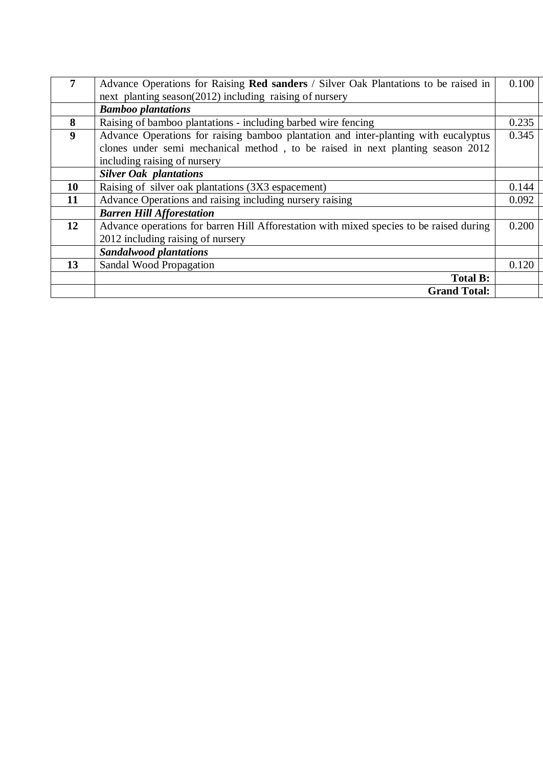| | | | |
|---|---|---|---|
| **7** | Advance Operations for Raising **Red sanders** / Silver Oak Plantations to be raised in next planting season(2012) including raising of nursery | 0.100 | |
| | ***Bamboo plantations*** | | |
| **8** | Raising of bamboo plantations - including barbed wire fencing | 0.235 | |
| **9** | Advance Operations for raising bamboo plantation and inter-planting with eucalyptus clones under semi mechanical method , to be raised in next planting season 2012 including raising of nursery | 0.345 | |
| | ***Silver Oak plantations*** | | |
| **10** | Raising of silver oak plantations (3X3 espacement) | 0.144 | |
| **11** | Advance Operations and raising including nursery raising | 0.092 | |
| | ***Barren Hill Afforestation*** | | |
| **12** | Advance operations for barren Hill Afforestation with mixed species to be raised during 2012 including raising of nursery | 0.200 | |
| | ***Sandalwood plantations*** | | |
| **13** | Sandal Wood Propagation | 0.120 | |
| | **Total B:** | | |
| | **Grand Total:** | | |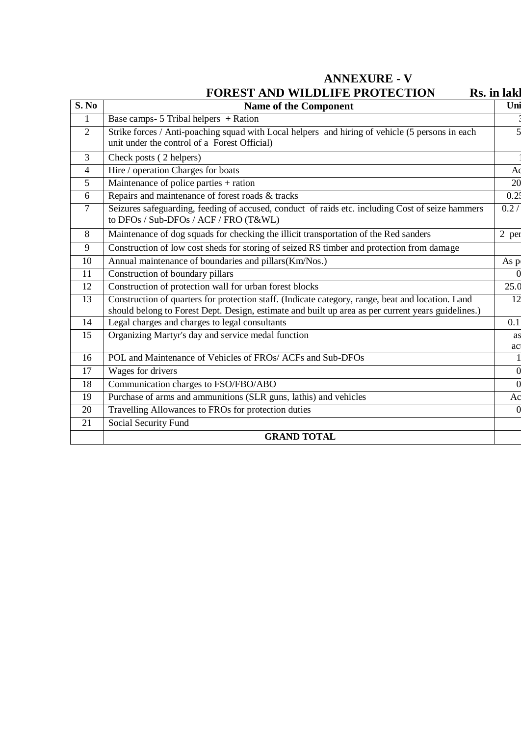# ANNEXURE - V

## FOREST AND WILDLIFE PROTECTION

Rs. in lakl

| S. No | Name of the Component | Uni |
|---|---|---|
| 1 | Base camps- 5 Tribal helpers + Ration | 3 |
| 2 | Strike forces / Anti-poaching squad with Local helpers and hiring of vehicle (5 persons in each unit under the control of a Forest Official) | 5 |
| 3 | Check posts ( 2 helpers) | 1 |
| 4 | Hire / operation Charges for boats | Ac |
| 5 | Maintenance of police parties + ration | 20 |
| 6 | Repairs and maintenance of forest roads & tracks | 0.25 |
| 7 | Seizures safeguarding, feeding of accused, conduct of raids etc. including Cost of seize hammers to DFOs / Sub-DFOs / ACF / FRO (T&WL) | 0.2 / |
| 8 | Maintenance of dog squads for checking the illicit transportation of the Red sanders | 2 per |
| 9 | Construction of low cost sheds for storing of seized RS timber and protection from damage | |
| 10 | Annual maintenance of boundaries and pillars(Km/Nos.) | As p |
| 11 | Construction of boundary pillars | 0 |
| 12 | Construction of protection wall for urban forest blocks | 25.0 |
| 13 | Construction of quarters for protection staff. (Indicate category, range, beat and location. Land should belong to Forest Dept. Design, estimate and built up area as per current years guidelines.) | 12 |
| 14 | Legal charges and charges to legal consultants | 0.1 |
| 15 | Organizing Martyr's day and service medal function | as ac |
| 16 | POL and Maintenance of Vehicles of FROs/ ACFs and Sub-DFOs | 1 |
| 17 | Wages for drivers | 0 |
| 18 | Communication charges to FSO/FBO/ABO | 0 |
| 19 | Purchase of arms and ammunitions (SLR guns, lathis) and vehicles | Ac |
| 20 | Travelling Allowances to FROs for protection duties | 0 |
| 21 | Social Security Fund | |
| | **GRAND TOTAL** | |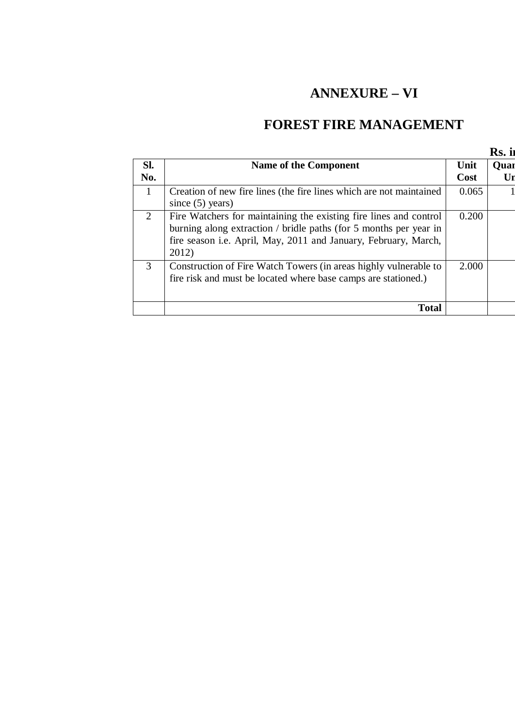# ANNEXURE – VI

# FOREST FIRE MANAGEMENT

**Rs. i**

| Sl. No. | Name of the Component | Unit Cost | Quan Un |
|---|---|---|---|
| 1 | Creation of new fire lines (the fire lines which are not maintained since (5) years) | 0.065 | 1 |
| 2 | Fire Watchers for maintaining the existing fire lines and control burning along extraction / bridle paths (for 5 months per year in fire season i.e. April, May, 2011 and January, February, March, 2012) | 0.200 | |
| 3 | Construction of Fire Watch Towers (in areas highly vulnerable to fire risk and must be located where base camps are stationed.) | 2.000 | |
| | **Total** | | |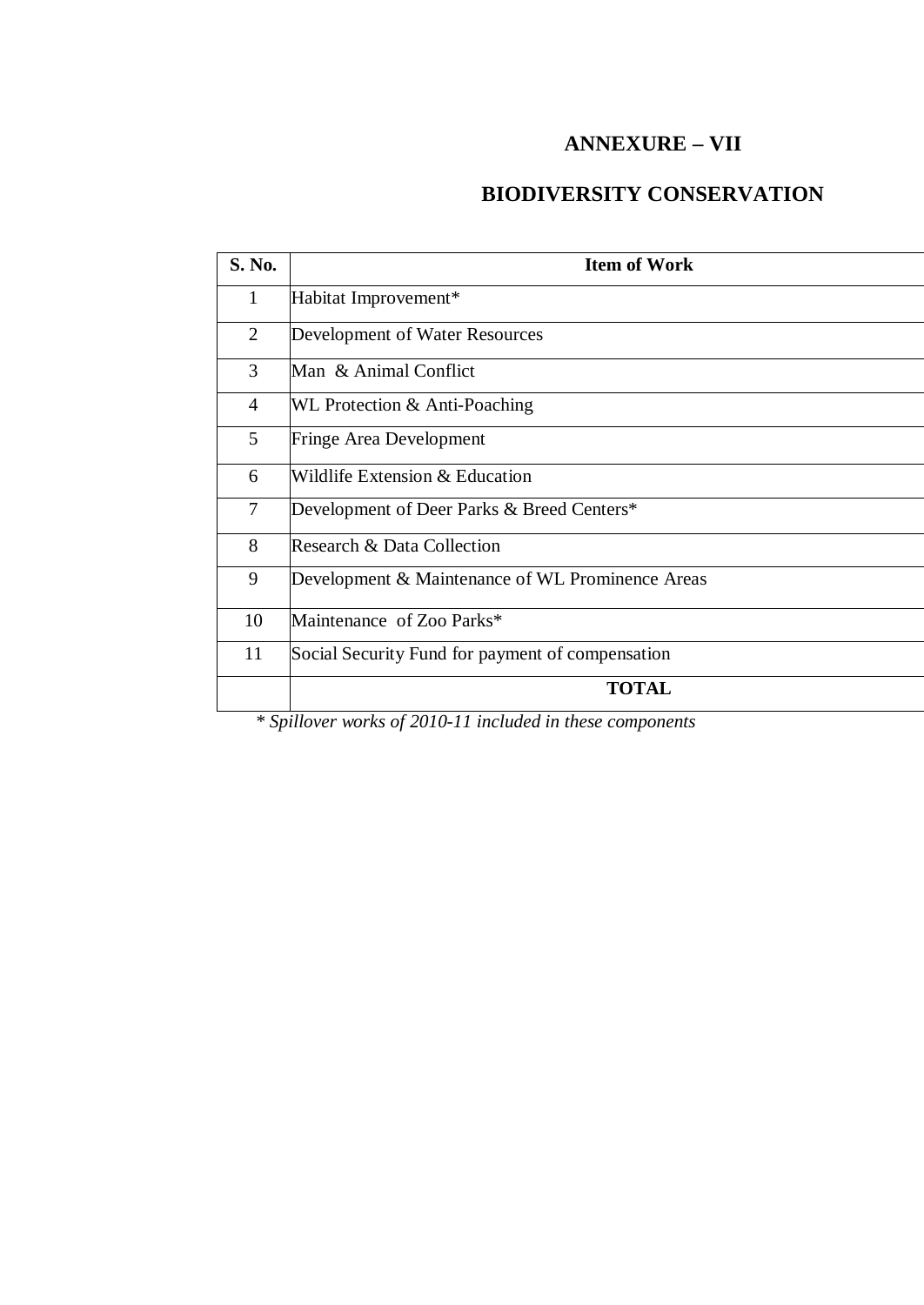# ANNEXURE – VII

## BIODIVERSITY CONSERVATION

| S. No. | Item of Work |
|---|---|
| 1 | Habitat Improvement* |
| 2 | Development of Water Resources |
| 3 | Man & Animal Conflict |
| 4 | WL Protection & Anti-Poaching |
| 5 | Fringe Area Development |
| 6 | Wildlife Extension & Education |
| 7 | Development of Deer Parks & Breed Centers* |
| 8 | Research & Data Collection |
| 9 | Development & Maintenance of WL Prominence Areas |
| 10 | Maintenance of Zoo Parks* |
| 11 | Social Security Fund for payment of compensation |
| | **TOTAL** |

*\* Spillover works of 2010-11 included in these components*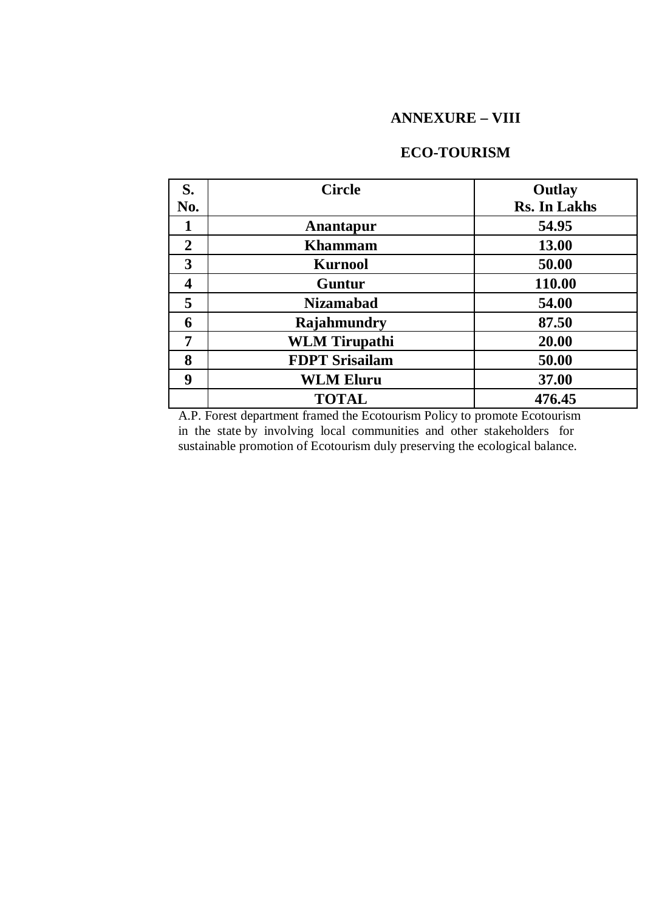## ANNEXURE – VIII

## ECO-TOURISM

| S. No. | Circle | Outlay Rs. In Lakhs |
|---|---|---|
| 1 | Anantapur | 54.95 |
| 2 | Khammam | 13.00 |
| 3 | Kurnool | 50.00 |
| 4 | Guntur | 110.00 |
| 5 | Nizamabad | 54.00 |
| 6 | Rajahmundry | 87.50 |
| 7 | WLM Tirupathi | 20.00 |
| 8 | FDPT Srisailam | 50.00 |
| 9 | WLM Eluru | 37.00 |
| | TOTAL | 476.45 |

A.P. Forest department framed the Ecotourism Policy to promote Ecotourism in the state by involving local communities and other stakeholders for sustainable promotion of Ecotourism duly preserving the ecological balance.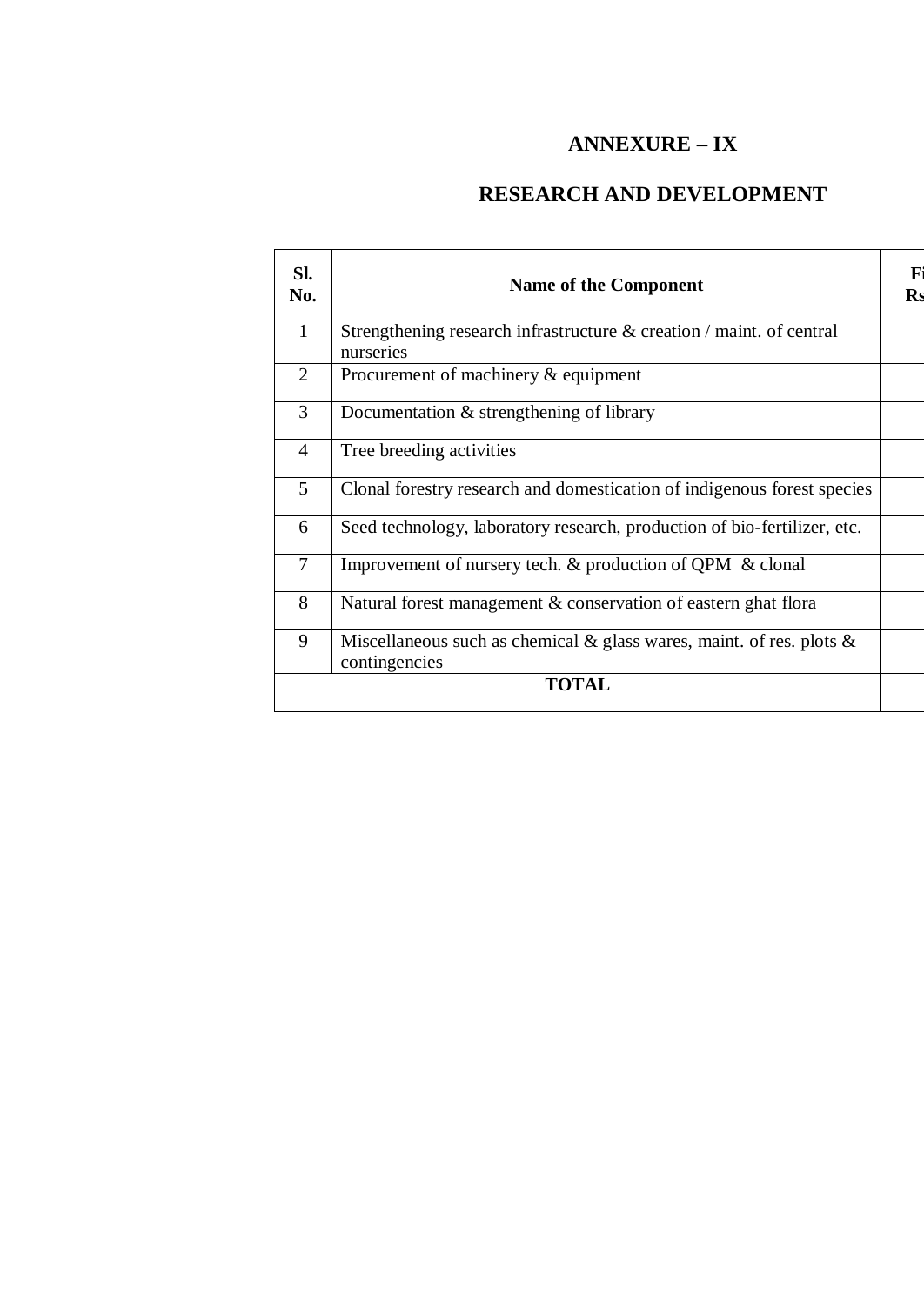# ANNEXURE – IX

## RESEARCH AND DEVELOPMENT

| Sl. No. | Name of the Component | Fi Rs |
|---|---|---|
| 1 | Strengthening research infrastructure & creation / maint. of central nurseries | |
| 2 | Procurement of machinery & equipment | |
| 3 | Documentation & strengthening of library | |
| 4 | Tree breeding activities | |
| 5 | Clonal forestry research and domestication of indigenous forest species | |
| 6 | Seed technology, laboratory research, production of bio-fertilizer, etc. | |
| 7 | Improvement of nursery tech. & production of QPM & clonal | |
| 8 | Natural forest management & conservation of eastern ghat flora | |
| 9 | Miscellaneous such as chemical & glass wares, maint. of res. plots & contingencies | |
| | **TOTAL** | |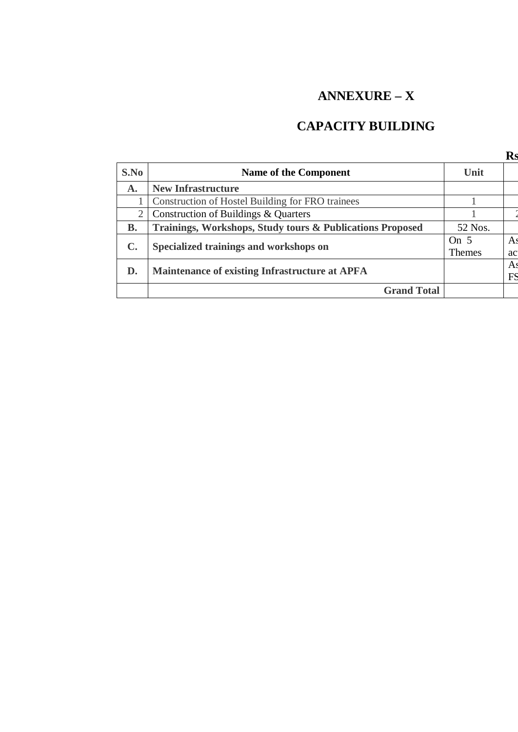# ANNEXURE – X

## CAPACITY BUILDING

**Rs**

| S.No | Name of the Component | Unit | |
|---|---|---|---|
| **A.** | **New Infrastructure** | | |
| 1 | Construction of Hostel Building for FRO trainees | 1 | |
| 2 | Construction of Buildings & Quarters | 1 | 2 |
| **B.** | **Trainings, Workshops, Study tours & Publications Proposed** | 52 Nos. | |
| **C.** | **Specialized trainings and workshops on** | On 5 Themes | As ac |
| **D.** | **Maintenance of existing Infrastructure at APFA** | | As FS |
| | **Grand Total** | | |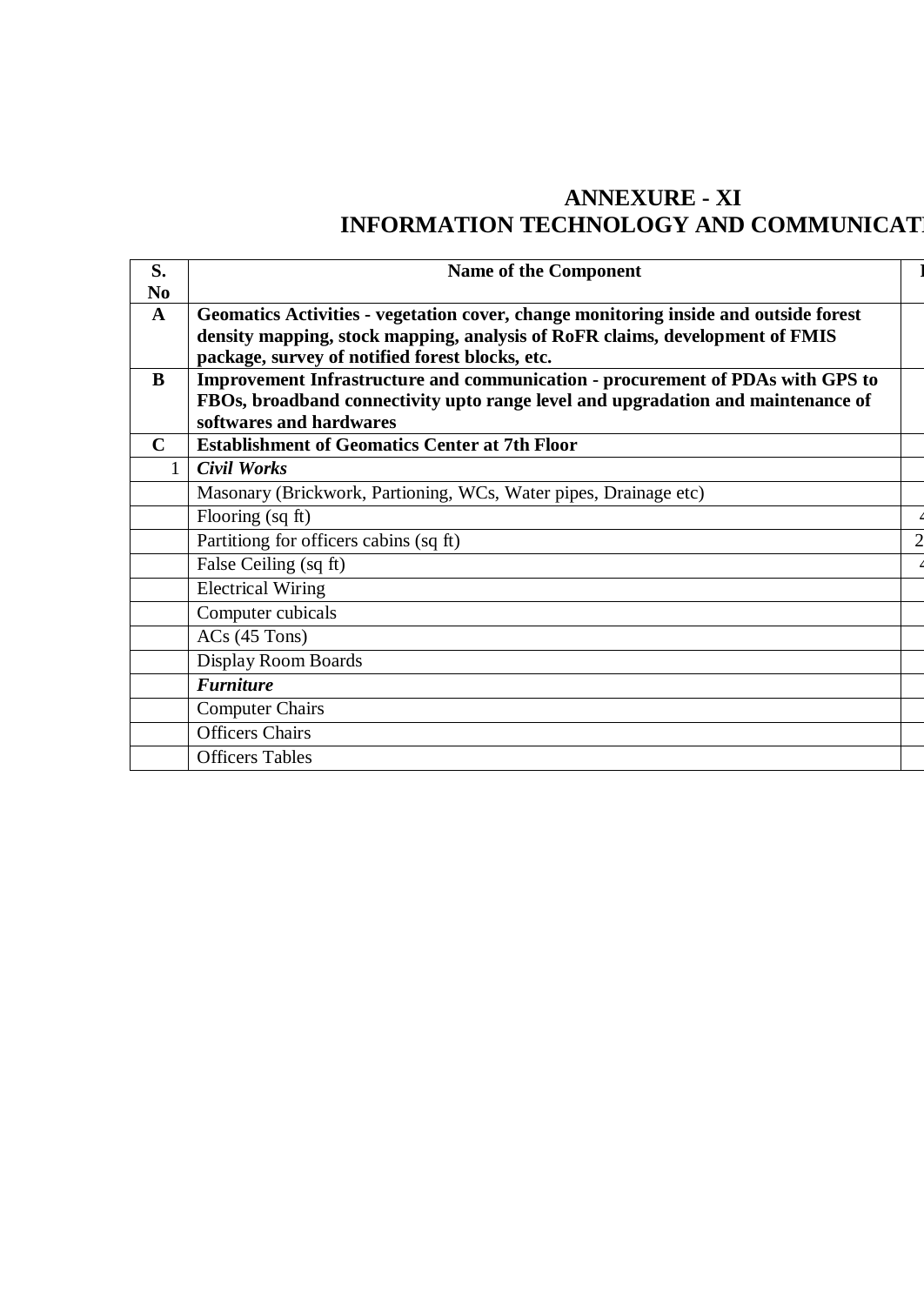# ANNEXURE - XI
## INFORMATION TECHNOLOGY AND COMMUNICAT

| S. No | Name of the Component |
|---|---|
| **A** | **Geomatics Activities - vegetation cover, change monitoring inside and outside forest density mapping, stock mapping, analysis of RoFR claims, development of FMIS package, survey of notified forest blocks, etc.** |
| **B** | **Improvement Infrastructure and communication - procurement of PDAs with GPS to FBOs, broadband connectivity upto range level and upgradation and maintenance of softwares and hardwares** |
| **C** | **Establishment of Geomatics Center at 7th Floor** |
| 1 | ***Civil Works*** |
| | Masonary (Brickwork, Partioning, WCs, Water pipes, Drainage etc) |
| | Flooring (sq ft) |
| | Partitiong for officers cabins (sq ft) |
| | False Ceiling (sq ft) |
| | Electrical Wiring |
| | Computer cubicals |
| | ACs (45 Tons) |
| | Display Room Boards |
| | ***Furniture*** |
| | Computer Chairs |
| | Officers Chairs |
| | Officers Tables |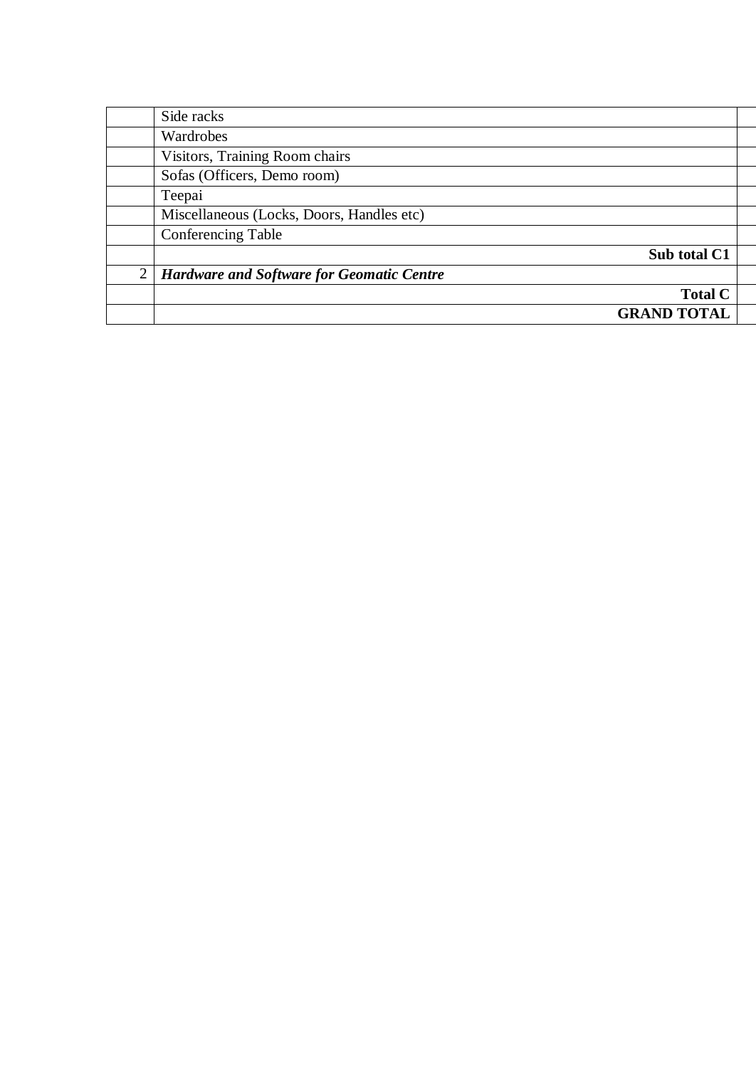| | | |
|---|---|---|
| | Side racks | |
| | Wardrobes | |
| | Visitors, Training Room chairs | |
| | Sofas (Officers, Demo room) | |
| | Teepai | |
| | Miscellaneous (Locks, Doors, Handles etc) | |
| | Conferencing Table | |
| | **Sub total C1** | |
| 2 | ***Hardware and Software for Geomatic Centre*** | |
| | **Total C** | |
| | **GRAND TOTAL** | |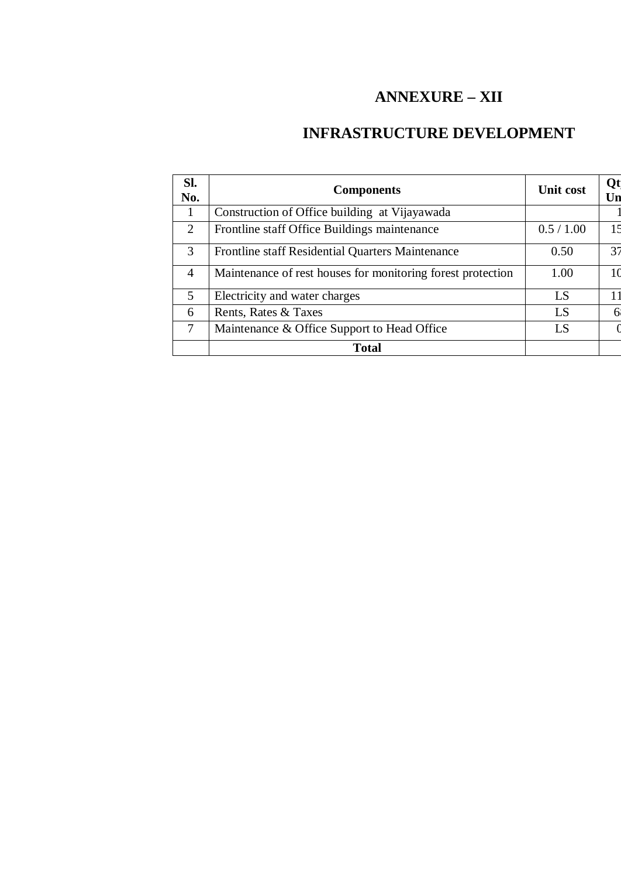# ANNEXURE – XII

## INFRASTRUCTURE DEVELOPMENT

| Sl. No. | Components | Unit cost | Qty Un |
|---|---|---|---|
| 1 | Construction of Office building at Vijayawada | | 1 |
| 2 | Frontline staff Office Buildings maintenance | 0.5 / 1.00 | 15 |
| 3 | Frontline staff Residential Quarters Maintenance | 0.50 | 37 |
| 4 | Maintenance of rest houses for monitoring forest protection | 1.00 | 10 |
| 5 | Electricity and water charges | LS | 11 |
| 6 | Rents, Rates & Taxes | LS | 6 |
| 7 | Maintenance & Office Support to Head Office | LS | 0 |
| | **Total** | | |